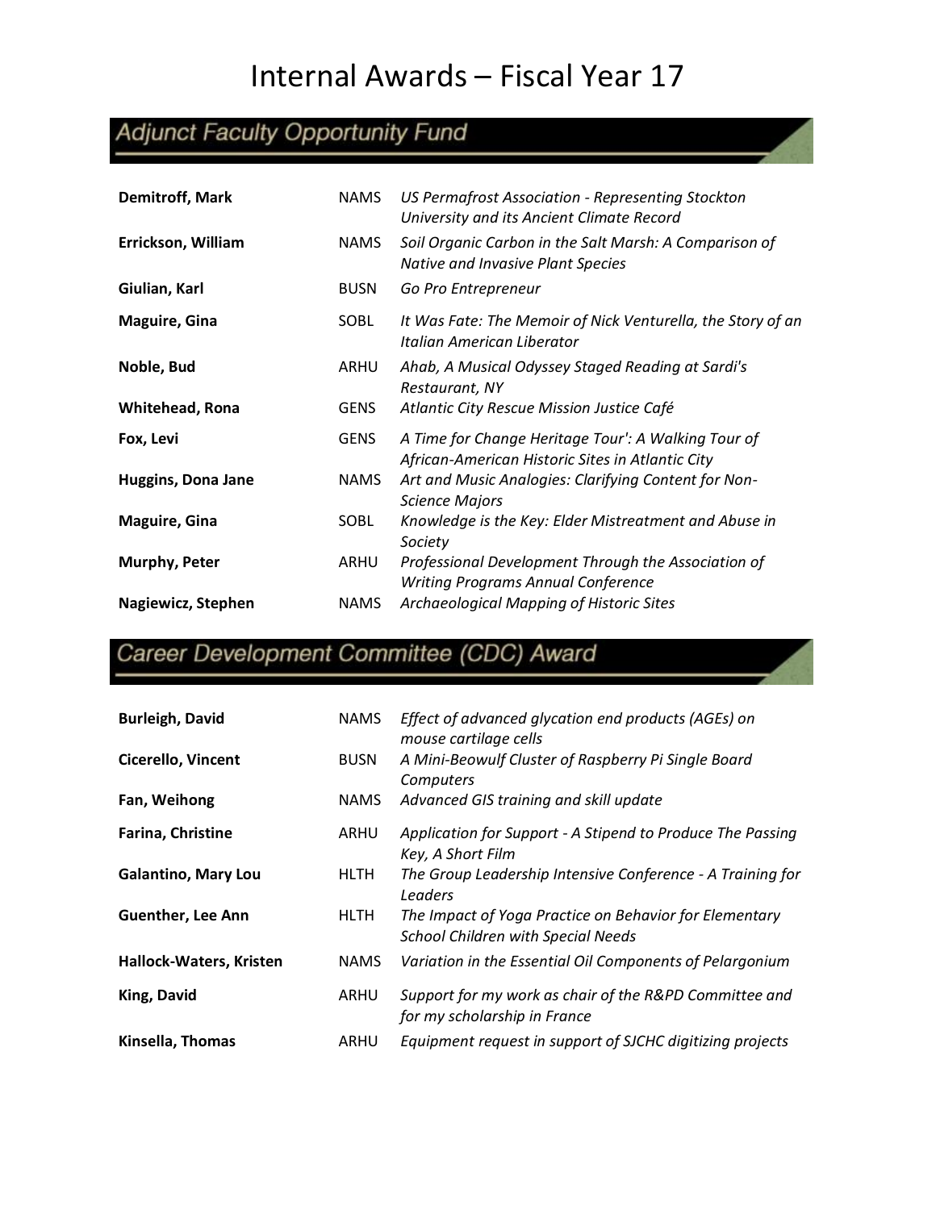# Internal Awards – Fiscal Year 17

## Adjunct Faculty Opportunity Fund

| | | |
|---|---|---|
| **Demitroff, Mark** | NAMS | *US Permafrost Association - Representing Stockton University and its Ancient Climate Record* |
| **Errickson, William** | NAMS | *Soil Organic Carbon in the Salt Marsh: A Comparison of Native and Invasive Plant Species* |
| **Giulian, Karl** | BUSN | *Go Pro Entrepreneur* |
| **Maguire, Gina** | SOBL | *It Was Fate: The Memoir of Nick Venturella, the Story of an Italian American Liberator* |
| **Noble, Bud** | ARHU | *Ahab, A Musical Odyssey Staged Reading at Sardi's Restaurant, NY* |
| **Whitehead, Rona** | GENS | *Atlantic City Rescue Mission Justice Café* |
| **Fox, Levi** | GENS | *A Time for Change Heritage Tour': A Walking Tour of African-American Historic Sites in Atlantic City* |
| **Huggins, Dona Jane** | NAMS | *Art and Music Analogies: Clarifying Content for Non-Science Majors* |
| **Maguire, Gina** | SOBL | *Knowledge is the Key: Elder Mistreatment and Abuse in Society* |
| **Murphy, Peter** | ARHU | *Professional Development Through the Association of Writing Programs Annual Conference* |
| **Nagiewicz, Stephen** | NAMS | *Archaeological Mapping of Historic Sites* |

## Career Development Committee (CDC) Award

| | | |
|---|---|---|
| **Burleigh, David** | NAMS | *Effect of advanced glycation end products (AGEs) on mouse cartilage cells* |
| **Cicerello, Vincent** | BUSN | *A Mini-Beowulf Cluster of Raspberry Pi Single Board Computers* |
| **Fan, Weihong** | NAMS | *Advanced GIS training and skill update* |
| **Farina, Christine** | ARHU | *Application for Support - A Stipend to Produce The Passing Key, A Short Film* |
| **Galantino, Mary Lou** | HLTH | *The Group Leadership Intensive Conference - A Training for Leaders* |
| **Guenther, Lee Ann** | HLTH | *The Impact of Yoga Practice on Behavior for Elementary School Children with Special Needs* |
| **Hallock-Waters, Kristen** | NAMS | *Variation in the Essential Oil Components of Pelargonium* |
| **King, David** | ARHU | *Support for my work as chair of the R&PD Committee and for my scholarship in France* |
| **Kinsella, Thomas** | ARHU | *Equipment request in support of SJCHC digitizing projects* |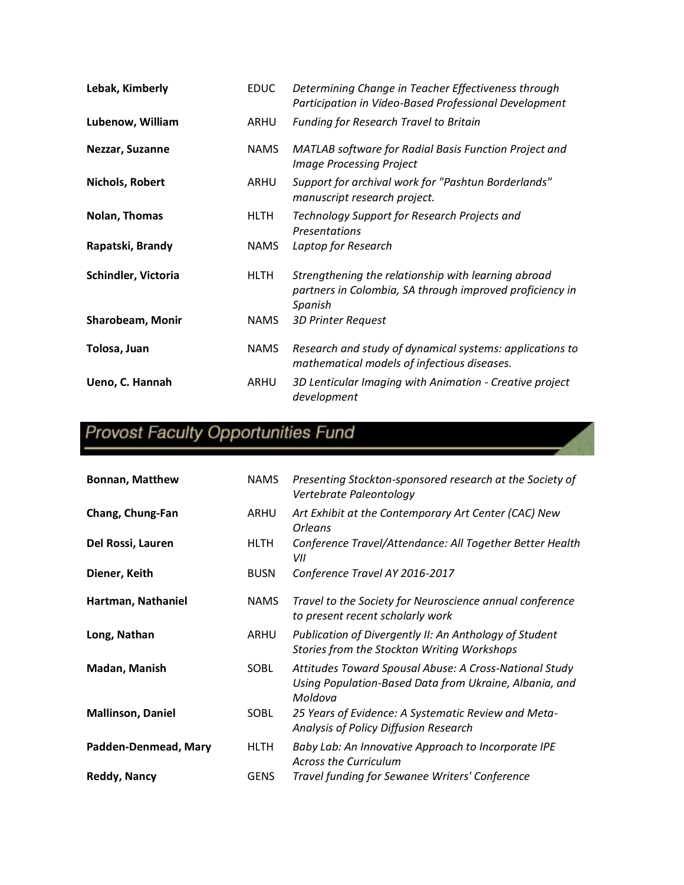| | | |
|---|---|---|
| **Lebak, Kimberly** | EDUC | *Determining Change in Teacher Effectiveness through Participation in Video-Based Professional Development* |
| **Lubenow, William** | ARHU | *Funding for Research Travel to Britain* |
| **Nezzar, Suzanne** | NAMS | *MATLAB software for Radial Basis Function Project and Image Processing Project* |
| **Nichols, Robert** | ARHU | *Support for archival work for "Pashtun Borderlands" manuscript research project.* |
| **Nolan, Thomas** | HLTH | *Technology Support for Research Projects and Presentations* |
| **Rapatski, Brandy** | NAMS | *Laptop for Research* |
| **Schindler, Victoria** | HLTH | *Strengthening the relationship with learning abroad partners in Colombia, SA through improved proficiency in Spanish* |
| **Sharobeam, Monir** | NAMS | *3D Printer Request* |
| **Tolosa, Juan** | NAMS | *Research and study of dynamical systems: applications to mathematical models of infectious diseases.* |
| **Ueno, C. Hannah** | ARHU | *3D Lenticular Imaging with Animation - Creative project development* |

## Provost Faculty Opportunities Fund

| | | |
|---|---|---|
| **Bonnan, Matthew** | NAMS | *Presenting Stockton-sponsored research at the Society of Vertebrate Paleontology* |
| **Chang, Chung-Fan** | ARHU | *Art Exhibit at the Contemporary Art Center (CAC) New Orleans* |
| **Del Rossi, Lauren** | HLTH | *Conference Travel/Attendance: All Together Better Health VII* |
| **Diener, Keith** | BUSN | *Conference Travel AY 2016-2017* |
| **Hartman, Nathaniel** | NAMS | *Travel to the Society for Neuroscience annual conference to present recent scholarly work* |
| **Long, Nathan** | ARHU | *Publication of Divergently II: An Anthology of Student Stories from the Stockton Writing Workshops* |
| **Madan, Manish** | SOBL | *Attitudes Toward Spousal Abuse: A Cross-National Study Using Population-Based Data from Ukraine, Albania, and Moldova* |
| **Mallinson, Daniel** | SOBL | *25 Years of Evidence: A Systematic Review and Meta-Analysis of Policy Diffusion Research* |
| **Padden-Denmead, Mary** | HLTH | *Baby Lab: An Innovative Approach to Incorporate IPE Across the Curriculum* |
| **Reddy, Nancy** | GENS | *Travel funding for Sewanee Writers' Conference* |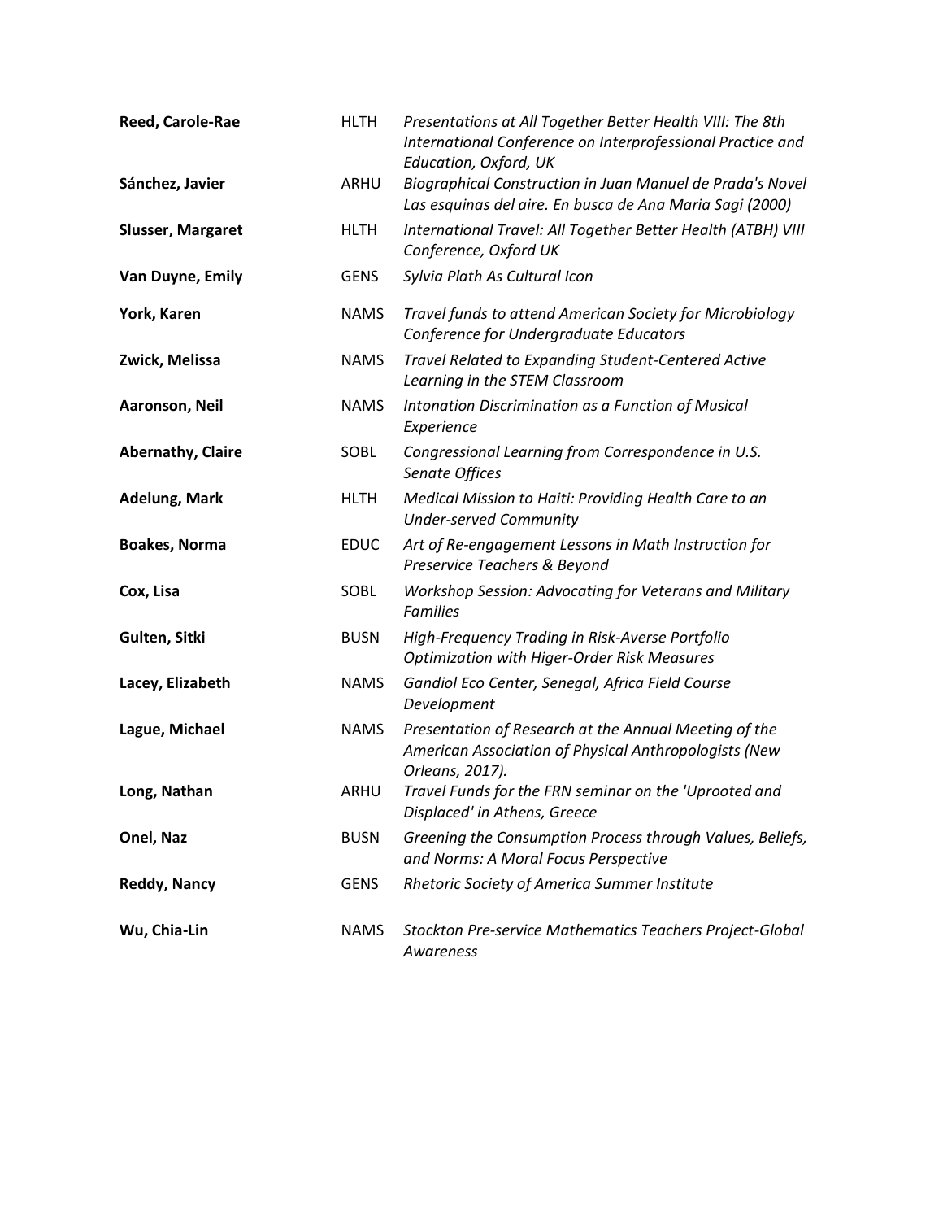| | | |
|---|---|---|
| **Reed, Carole-Rae** | HLTH | *Presentations at All Together Better Health VIII: The 8th International Conference on Interprofessional Practice and Education, Oxford, UK* |
| **Sánchez, Javier** | ARHU | *Biographical Construction in Juan Manuel de Prada's Novel Las esquinas del aire. En busca de Ana Maria Sagi (2000)* |
| **Slusser, Margaret** | HLTH | *International Travel: All Together Better Health (ATBH) VIII Conference, Oxford UK* |
| **Van Duyne, Emily** | GENS | *Sylvia Plath As Cultural Icon* |
| **York, Karen** | NAMS | *Travel funds to attend American Society for Microbiology Conference for Undergraduate Educators* |
| **Zwick, Melissa** | NAMS | *Travel Related to Expanding Student-Centered Active Learning in the STEM Classroom* |
| **Aaronson, Neil** | NAMS | *Intonation Discrimination as a Function of Musical Experience* |
| **Abernathy, Claire** | SOBL | *Congressional Learning from Correspondence in U.S. Senate Offices* |
| **Adelung, Mark** | HLTH | *Medical Mission to Haiti: Providing Health Care to an Under-served Community* |
| **Boakes, Norma** | EDUC | *Art of Re-engagement Lessons in Math Instruction for Preservice Teachers & Beyond* |
| **Cox, Lisa** | SOBL | *Workshop Session: Advocating for Veterans and Military Families* |
| **Gulten, Sitki** | BUSN | *High-Frequency Trading in Risk-Averse Portfolio Optimization with Higer-Order Risk Measures* |
| **Lacey, Elizabeth** | NAMS | *Gandiol Eco Center, Senegal, Africa Field Course Development* |
| **Lague, Michael** | NAMS | *Presentation of Research at the Annual Meeting of the American Association of Physical Anthropologists (New Orleans, 2017).* |
| **Long, Nathan** | ARHU | *Travel Funds for the FRN seminar on the 'Uprooted and Displaced' in Athens, Greece* |
| **Onel, Naz** | BUSN | *Greening the Consumption Process through Values, Beliefs, and Norms: A Moral Focus Perspective* |
| **Reddy, Nancy** | GENS | *Rhetoric Society of America Summer Institute* |
| **Wu, Chia-Lin** | NAMS | *Stockton Pre-service Mathematics Teachers Project-Global Awareness* |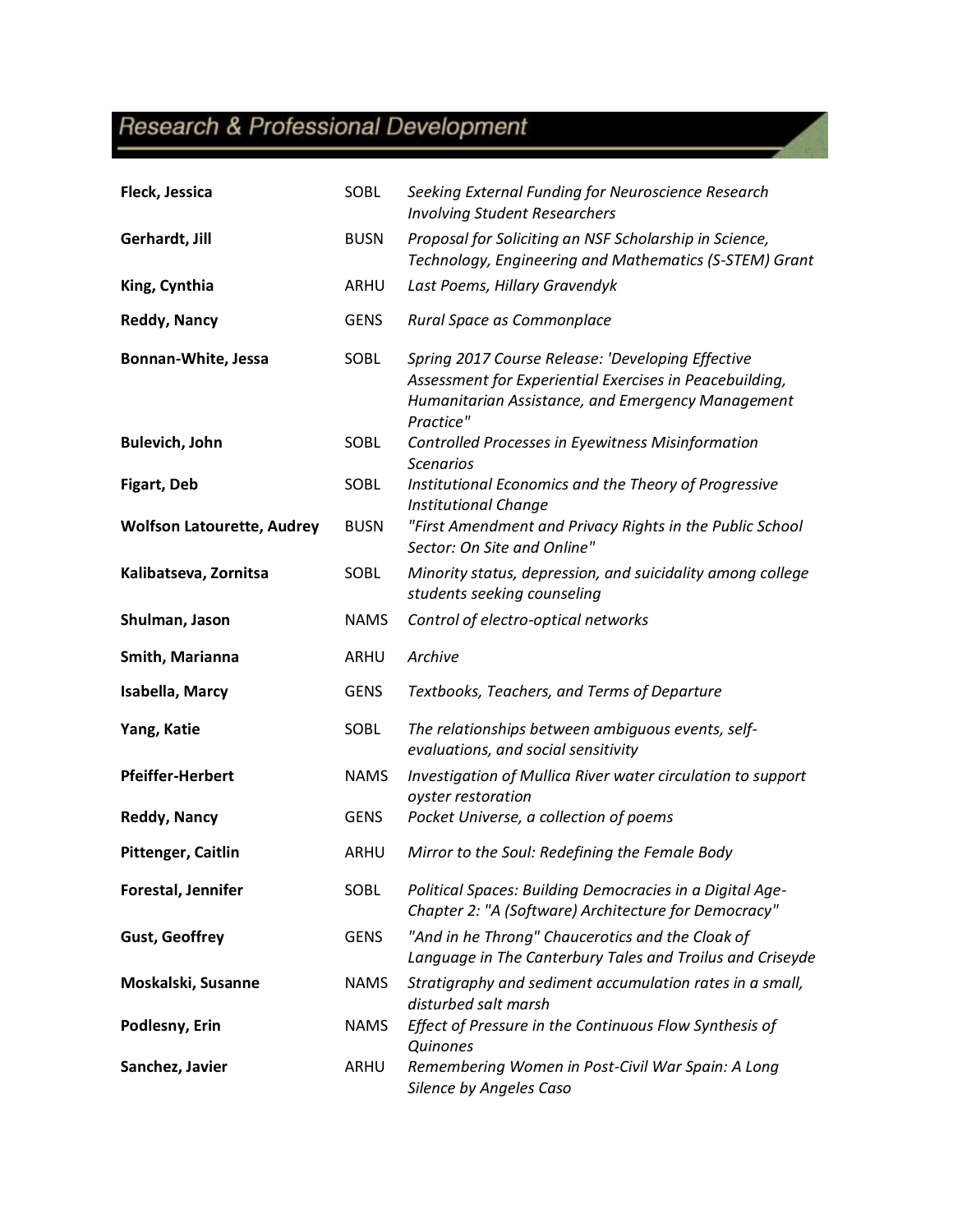## Research & Professional Development

| | | |
|---|---|---|
| **Fleck, Jessica** | SOBL | *Seeking External Funding for Neuroscience Research Involving Student Researchers* |
| **Gerhardt, Jill** | BUSN | *Proposal for Soliciting an NSF Scholarship in Science, Technology, Engineering and Mathematics (S-STEM) Grant* |
| **King, Cynthia** | ARHU | *Last Poems, Hillary Gravendyk* |
| **Reddy, Nancy** | GENS | *Rural Space as Commonplace* |
| **Bonnan-White, Jessa** | SOBL | *Spring 2017 Course Release: 'Developing Effective Assessment for Experiential Exercises in Peacebuilding, Humanitarian Assistance, and Emergency Management Practice"* |
| **Bulevich, John** | SOBL | *Controlled Processes in Eyewitness Misinformation Scenarios* |
| **Figart, Deb** | SOBL | *Institutional Economics and the Theory of Progressive Institutional Change* |
| **Wolfson Latourette, Audrey** | BUSN | *"First Amendment and Privacy Rights in the Public School Sector: On Site and Online"* |
| **Kalibatseva, Zornitsa** | SOBL | *Minority status, depression, and suicidality among college students seeking counseling* |
| **Shulman, Jason** | NAMS | *Control of electro-optical networks* |
| **Smith, Marianna** | ARHU | *Archive* |
| **Isabella, Marcy** | GENS | *Textbooks, Teachers, and Terms of Departure* |
| **Yang, Katie** | SOBL | *The relationships between ambiguous events, self-evaluations, and social sensitivity* |
| **Pfeiffer-Herbert** | NAMS | *Investigation of Mullica River water circulation to support oyster restoration* |
| **Reddy, Nancy** | GENS | *Pocket Universe, a collection of poems* |
| **Pittenger, Caitlin** | ARHU | *Mirror to the Soul: Redefining the Female Body* |
| **Forestal, Jennifer** | SOBL | *Political Spaces: Building Democracies in a Digital Age- Chapter 2: "A (Software) Architecture for Democracy"* |
| **Gust, Geoffrey** | GENS | *"And in he Throng" Chaucerotics and the Cloak of Language in The Canterbury Tales and Troilus and Criseyde* |
| **Moskalski, Susanne** | NAMS | *Stratigraphy and sediment accumulation rates in a small, disturbed salt marsh* |
| **Podlesny, Erin** | NAMS | *Effect of Pressure in the Continuous Flow Synthesis of Quinones* |
| **Sanchez, Javier** | ARHU | *Remembering Women in Post-Civil War Spain: A Long Silence by Angeles Caso* |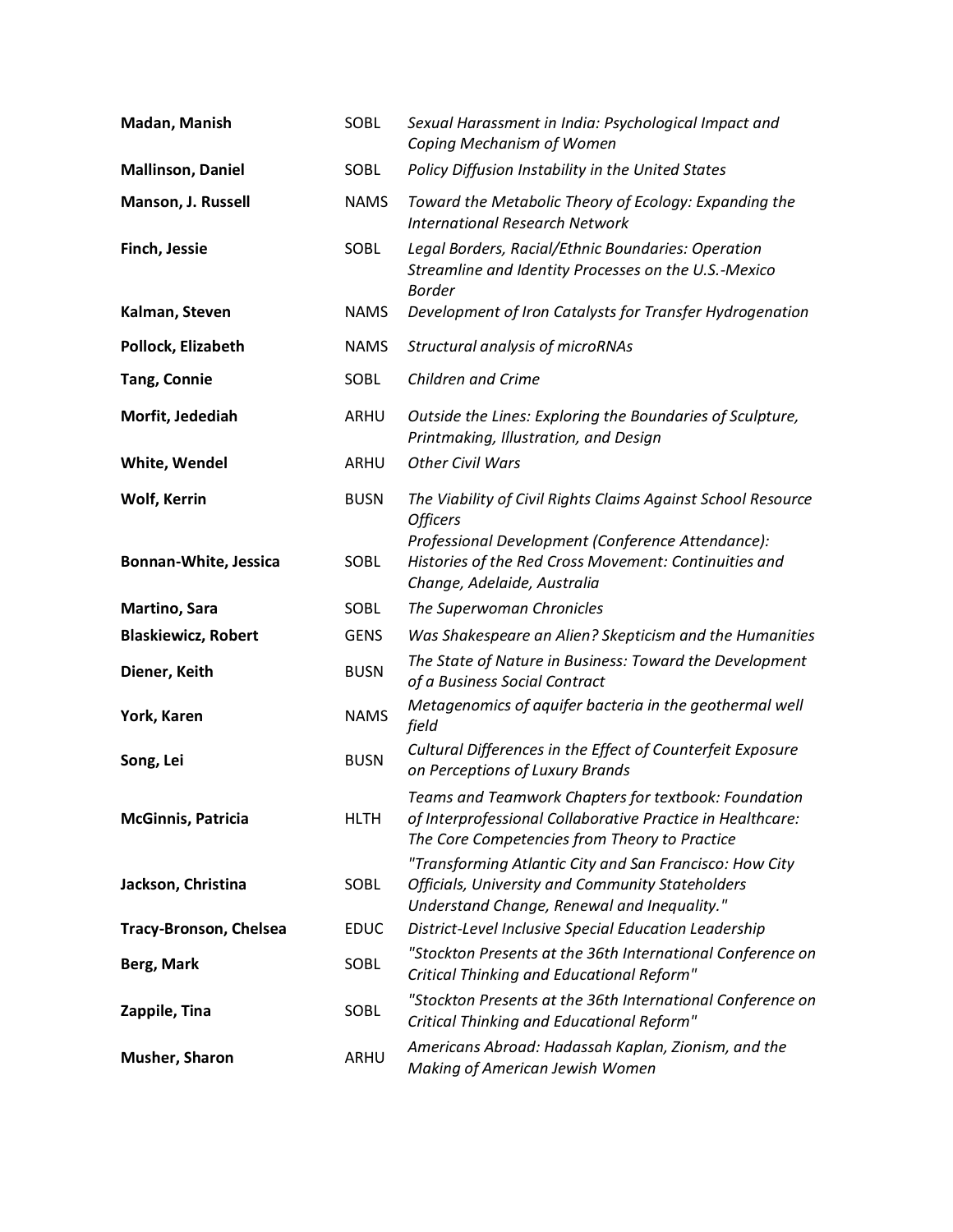| | | |
|---|---|---|
| **Madan, Manish** | SOBL | *Sexual Harassment in India: Psychological Impact and Coping Mechanism of Women* |
| **Mallinson, Daniel** | SOBL | *Policy Diffusion Instability in the United States* |
| **Manson, J. Russell** | NAMS | *Toward the Metabolic Theory of Ecology: Expanding the International Research Network* |
| **Finch, Jessie** | SOBL | *Legal Borders, Racial/Ethnic Boundaries: Operation Streamline and Identity Processes on the U.S.-Mexico Border* |
| **Kalman, Steven** | NAMS | *Development of Iron Catalysts for Transfer Hydrogenation* |
| **Pollock, Elizabeth** | NAMS | *Structural analysis of microRNAs* |
| **Tang, Connie** | SOBL | *Children and Crime* |
| **Morfit, Jedediah** | ARHU | *Outside the Lines: Exploring the Boundaries of Sculpture, Printmaking, Illustration, and Design* |
| **White, Wendel** | ARHU | *Other Civil Wars* |
| **Wolf, Kerrin** | BUSN | *The Viability of Civil Rights Claims Against School Resource Officers* |
| **Bonnan-White, Jessica** | SOBL | *Professional Development (Conference Attendance): Histories of the Red Cross Movement: Continuities and Change, Adelaide, Australia* |
| **Martino, Sara** | SOBL | *The Superwoman Chronicles* |
| **Blaskiewicz, Robert** | GENS | *Was Shakespeare an Alien? Skepticism and the Humanities* |
| **Diener, Keith** | BUSN | *The State of Nature in Business: Toward the Development of a Business Social Contract* |
| **York, Karen** | NAMS | *Metagenomics of aquifer bacteria in the geothermal well field* |
| **Song, Lei** | BUSN | *Cultural Differences in the Effect of Counterfeit Exposure on Perceptions of Luxury Brands* |
| **McGinnis, Patricia** | HLTH | *Teams and Teamwork Chapters for textbook: Foundation of Interprofessional Collaborative Practice in Healthcare: The Core Competencies from Theory to Practice* |
| **Jackson, Christina** | SOBL | *"Transforming Atlantic City and San Francisco: How City Officials, University and Community Stateholders Understand Change, Renewal and Inequality."* |
| **Tracy-Bronson, Chelsea** | EDUC | *District-Level Inclusive Special Education Leadership* |
| **Berg, Mark** | SOBL | *"Stockton Presents at the 36th International Conference on Critical Thinking and Educational Reform"* |
| **Zappile, Tina** | SOBL | *"Stockton Presents at the 36th International Conference on Critical Thinking and Educational Reform"* |
| **Musher, Sharon** | ARHU | *Americans Abroad: Hadassah Kaplan, Zionism, and the Making of American Jewish Women* |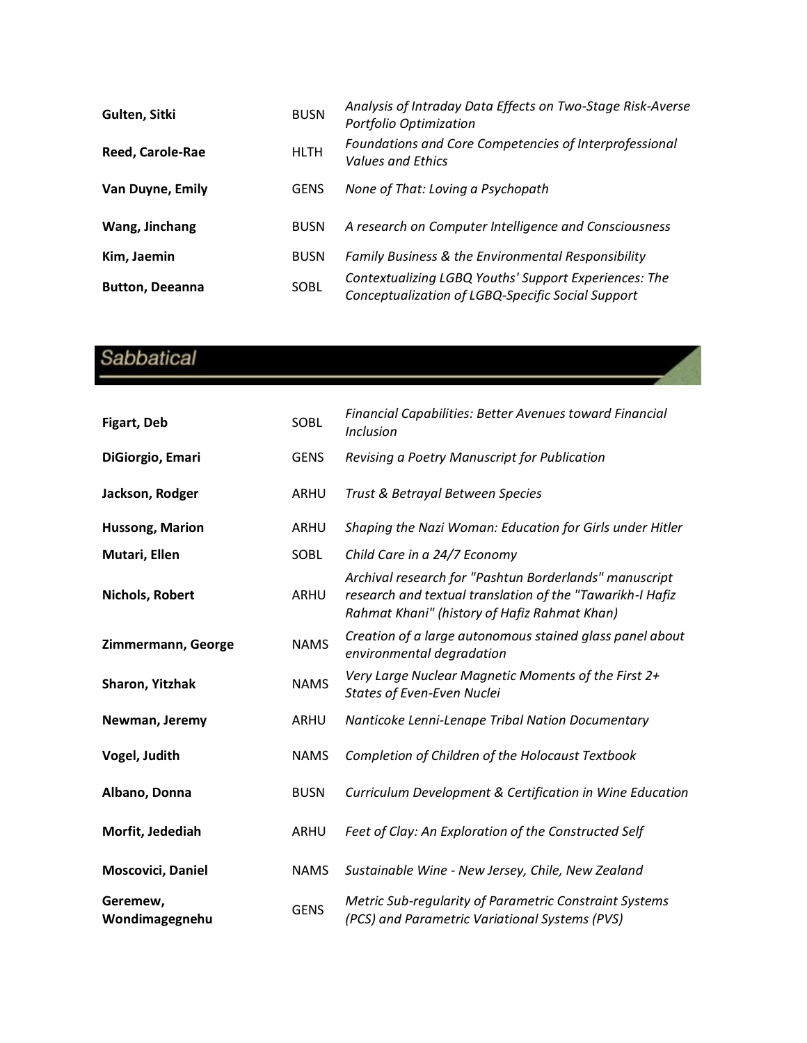| | | |
|---|---|---|
| **Gulten, Sitki** | BUSN | *Analysis of Intraday Data Effects on Two-Stage Risk-Averse Portfolio Optimization* |
| **Reed, Carole-Rae** | HLTH | *Foundations and Core Competencies of Interprofessional Values and Ethics* |
| **Van Duyne, Emily** | GENS | *None of That: Loving a Psychopath* |
| **Wang, Jinchang** | BUSN | *A research on Computer Intelligence and Consciousness* |
| **Kim, Jaemin** | BUSN | *Family Business & the Environmental Responsibility* |
| **Button, Deeanna** | SOBL | *Contextualizing LGBQ Youths' Support Experiences: The Conceptualization of LGBQ-Specific Social Support* |

## Sabbatical

| | | |
|---|---|---|
| **Figart, Deb** | SOBL | *Financial Capabilities: Better Avenues toward Financial Inclusion* |
| **DiGiorgio, Emari** | GENS | *Revising a Poetry Manuscript for Publication* |
| **Jackson, Rodger** | ARHU | *Trust & Betrayal Between Species* |
| **Hussong, Marion** | ARHU | *Shaping the Nazi Woman: Education for Girls under Hitler* |
| **Mutari, Ellen** | SOBL | *Child Care in a 24/7 Economy* |
| **Nichols, Robert** | ARHU | *Archival research for "Pashtun Borderlands" manuscript research and textual translation of the "Tawarikh-I Hafiz Rahmat Khani" (history of Hafiz Rahmat Khan)* |
| **Zimmermann, George** | NAMS | *Creation of a large autonomous stained glass panel about environmental degradation* |
| **Sharon, Yitzhak** | NAMS | *Very Large Nuclear Magnetic Moments of the First 2+ States of Even-Even Nuclei* |
| **Newman, Jeremy** | ARHU | *Nanticoke Lenni-Lenape Tribal Nation Documentary* |
| **Vogel, Judith** | NAMS | *Completion of Children of the Holocaust Textbook* |
| **Albano, Donna** | BUSN | *Curriculum Development & Certification in Wine Education* |
| **Morfit, Jedediah** | ARHU | *Feet of Clay: An Exploration of the Constructed Self* |
| **Moscovici, Daniel** | NAMS | *Sustainable Wine - New Jersey, Chile, New Zealand* |
| **Geremew, Wondimagegnehu** | GENS | *Metric Sub-regularity of Parametric Constraint Systems (PCS) and Parametric Variational Systems (PVS)* |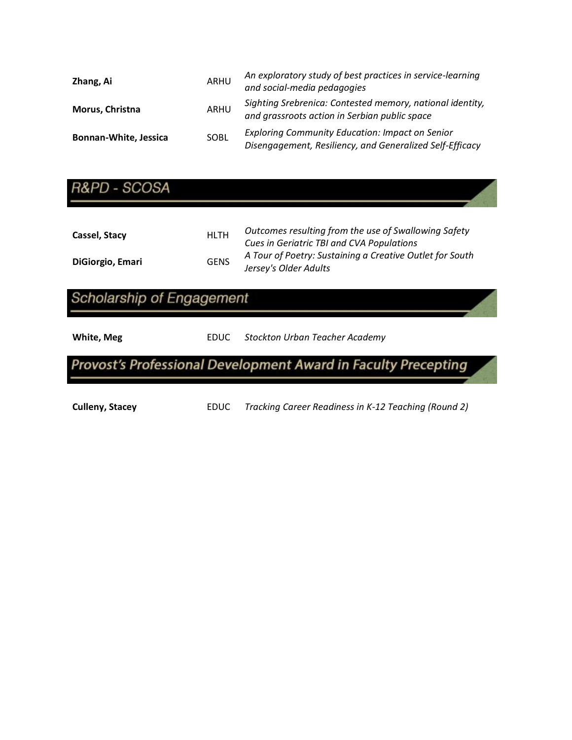| | | |
|---|---|---|
| **Zhang, Ai** | ARHU | *An exploratory study of best practices in service-learning and social-media pedagogies* |
| **Morus, Christna** | ARHU | *Sighting Srebrenica: Contested memory, national identity, and grassroots action in Serbian public space* |
| **Bonnan-White, Jessica** | SOBL | *Exploring Community Education: Impact on Senior Disengagement, Resiliency, and Generalized Self-Efficacy* |

## R&PD - SCOSA

| | | |
|---|---|---|
| **Cassel, Stacy** | HLTH | *Outcomes resulting from the use of Swallowing Safety Cues in Geriatric TBI and CVA Populations* |
| **DiGiorgio, Emari** | GENS | *A Tour of Poetry: Sustaining a Creative Outlet for South Jersey's Older Adults* |

## Scholarship of Engagement

| | | |
|---|---|---|
| **White, Meg** | EDUC | *Stockton Urban Teacher Academy* |

## Provost's Professional Development Award in Faculty Precepting

| | | |
|---|---|---|
| **Culleny, Stacey** | EDUC | *Tracking Career Readiness in K-12 Teaching (Round 2)* |